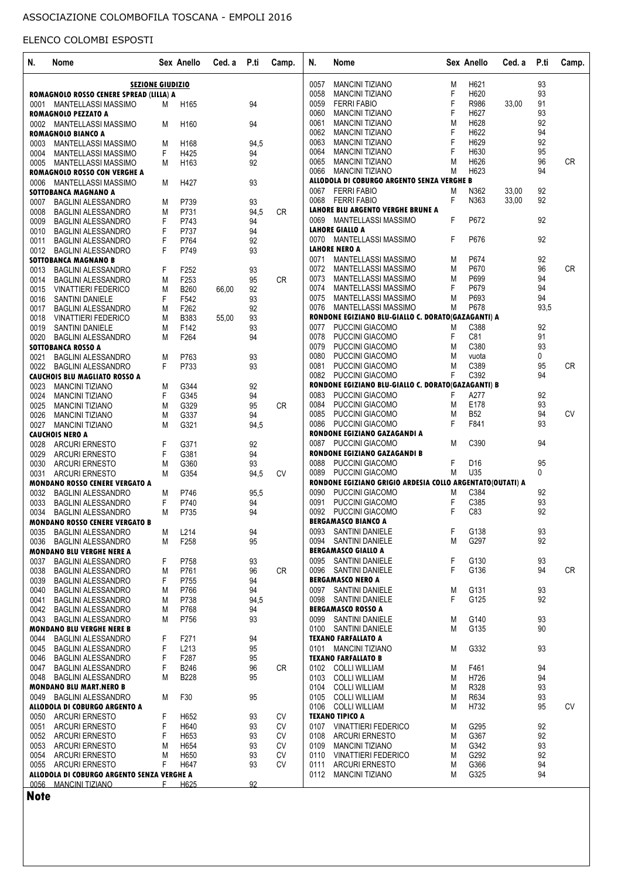ASSOCIAZIONE COLOMBOFILA TOSCANA - EMPOLI 2016

ELENCO COLOMBI ESPOSTI

| N. | Nome | Sex | Anello | Ced. a | P.ti | Camp. |
|---|---|---|---|---|---|---|
| | **SEZIONE GIUDIZIO** | | | | | |
| | **ROMAGNOLO ROSSO CENERE SPREAD (LILLA) A** | | | | | |
| 0001 | MANTELLASSI MASSIMO | M | H165 | | 94 | |
| | **ROMAGNOLO PEZZATO A** | | | | | |
| 0002 | MANTELLASSI MASSIMO | M | H160 | | 94 | |
| | **ROMAGNOLO BIANCO A** | | | | | |
| 0003 | MANTELLASSI MASSIMO | M | H168 | | 94,5 | |
| 0004 | MANTELLASSI MASSIMO | F | H425 | | 94 | |
| 0005 | MANTELLASSI MASSIMO | M | H163 | | 92 | |
| | **ROMAGNOLO ROSSO CON VERGHE A** | | | | | |
| 0006 | MANTELLASSI MASSIMO | M | H427 | | 93 | |
| | **SOTTOBANCA MAGNANO A** | | | | | |
| 0007 | BAGLINI ALESSANDRO | M | P739 | | 93 | |
| 0008 | BAGLINI ALESSANDRO | M | P731 | | 94,5 | CR |
| 0009 | BAGLINI ALESSANDRO | F | P743 | | 94 | |
| 0010 | BAGLINI ALESSANDRO | F | P737 | | 94 | |
| 0011 | BAGLINI ALESSANDRO | F | P764 | | 92 | |
| 0012 | BAGLINI ALESSANDRO | F | P749 | | 93 | |
| | **SOTTOBANCA MAGNANO B** | | | | | |
| 0013 | BAGLINI ALESSANDRO | F | F252 | | 93 | |
| 0014 | BAGLINI ALESSANDRO | M | F253 | | 95 | CR |
| 0015 | VINATTIERI FEDERICO | M | B260 | 66,00 | 92 | |
| 0016 | SANTINI DANIELE | F | F542 | | 93 | |
| 0017 | BAGLINI ALESSANDRO | M | F262 | | 92 | |
| 0018 | VINATTIERI FEDERICO | M | B383 | 55,00 | 93 | |
| 0019 | SANTINI DANIELE | M | F142 | | 93 | |
| 0020 | BAGLINI ALESSANDRO | M | F264 | | 94 | |
| | **SOTTOBANCA ROSSO A** | | | | | |
| 0021 | BAGLINI ALESSANDRO | M | P763 | | 93 | |
| 0022 | BAGLINI ALESSANDRO | F | P733 | | 93 | |
| | **CAUCHOIS BLU MAGLIATO ROSSO A** | | | | | |
| 0023 | MANCINI TIZIANO | M | G344 | | 92 | |
| 0024 | MANCINI TIZIANO | F | G345 | | 94 | |
| 0025 | MANCINI TIZIANO | M | G329 | | 95 | CR |
| 0026 | MANCINI TIZIANO | M | G337 | | 94 | |
| 0027 | MANCINI TIZIANO | M | G321 | | 94,5 | |
| | **CAUCHOIS NERO A** | | | | | |
| 0028 | ARCURI ERNESTO | F | G371 | | 92 | |
| 0029 | ARCURI ERNESTO | F | G381 | | 94 | |
| 0030 | ARCURI ERNESTO | M | G360 | | 93 | |
| 0031 | ARCURI ERNESTO | M | G354 | | 94,5 | CV |
| | **MONDANO ROSSO CENERE VERGATO A** | | | | | |
| 0032 | BAGLINI ALESSANDRO | M | P746 | | 95,5 | |
| 0033 | BAGLINI ALESSANDRO | F | P740 | | 94 | |
| 0034 | BAGLINI ALESSANDRO | M | P735 | | 94 | |
| | **MONDANO ROSSO CENERE VERGATO B** | | | | | |
| 0035 | BAGLINI ALESSANDRO | M | L214 | | 94 | |
| 0036 | BAGLINI ALESSANDRO | M | F258 | | 95 | |
| | **MONDANO BLU VERGHE NERE A** | | | | | |
| 0037 | BAGLINI ALESSANDRO | F | P758 | | 93 | |
| 0038 | BAGLINI ALESSANDRO | M | P761 | | 96 | CR |
| 0039 | BAGLINI ALESSANDRO | F | P755 | | 94 | |
| 0040 | BAGLINI ALESSANDRO | M | P766 | | 94 | |
| 0041 | BAGLINI ALESSANDRO | M | P738 | | 94,5 | |
| 0042 | BAGLINI ALESSANDRO | M | P768 | | 94 | |
| 0043 | BAGLINI ALESSANDRO | M | P756 | | 93 | |
| | **MONDANO BLU VERGHE NERE B** | | | | | |
| 0044 | BAGLINI ALESSANDRO | F | F271 | | 94 | |
| 0045 | BAGLINI ALESSANDRO | F | L213 | | 95 | |
| 0046 | BAGLINI ALESSANDRO | F | F287 | | 95 | |
| 0047 | BAGLINI ALESSANDRO | F | B246 | | 96 | CR |
| 0048 | BAGLINI ALESSANDRO | M | B228 | | 95 | |
| | **MONDANO BLU MART.NERO B** | | | | | |
| 0049 | BAGLINI ALESSANDRO | M | F30 | | 95 | |
| | **ALLODOLA DI COBURGO ARGENTO A** | | | | | |
| 0050 | ARCURI ERNESTO | F | H652 | | 93 | CV |
| 0051 | ARCURI ERNESTO | F | H640 | | 93 | CV |
| 0052 | ARCURI ERNESTO | F | H653 | | 93 | CV |
| 0053 | ARCURI ERNESTO | M | H654 | | 93 | CV |
| 0054 | ARCURI ERNESTO | M | H650 | | 93 | CV |
| 0055 | ARCURI ERNESTO | F | H647 | | 93 | CV |
| | **ALLODOLA DI COBURGO ARGENTO SENZA VERGHE A** | | | | | |
| 0056 | MANCINI TIZIANO | F | H625 | | 92 | |
| 0057 | MANCINI TIZIANO | M | H621 | | 93 | |
| 0058 | MANCINI TIZIANO | F | H620 | | 93 | |
| 0059 | FERRI FABIO | F | R986 | 33,00 | 91 | |
| 0060 | MANCINI TIZIANO | F | H627 | | 93 | |
| 0061 | MANCINI TIZIANO | M | H628 | | 92 | |
| 0062 | MANCINI TIZIANO | F | H622 | | 94 | |
| 0063 | MANCINI TIZIANO | F | H629 | | 92 | |
| 0064 | MANCINI TIZIANO | F | H630 | | 95 | |
| 0065 | MANCINI TIZIANO | M | H626 | | 96 | CR |
| 0066 | MANCINI TIZIANO | M | H623 | | 94 | |
| | **ALLODOLA DI COBURGO ARGENTO SENZA VERGHE B** | | | | | |
| 0067 | FERRI FABIO | M | N362 | 33,00 | 92 | |
| 0068 | FERRI FABIO | F | N363 | 33,00 | 92 | |
| | **LAHORE BLU ARGENTO VERGHE BRUNE A** | | | | | |
| 0069 | MANTELLASSI MASSIMO | F | P672 | | 92 | |
| | **LAHORE GIALLO A** | | | | | |
| 0070 | MANTELLASSI MASSIMO | F | P676 | | 92 | |
| | **LAHORE NERO A** | | | | | |
| 0071 | MANTELLASSI MASSIMO | M | P674 | | 92 | |
| 0072 | MANTELLASSI MASSIMO | M | P670 | | 96 | CR |
| 0073 | MANTELLASSI MASSIMO | M | P699 | | 94 | |
| 0074 | MANTELLASSI MASSIMO | F | P679 | | 94 | |
| 0075 | MANTELLASSI MASSIMO | M | P693 | | 94 | |
| 0076 | MANTELLASSI MASSIMO | M | P678 | | 93,5 | |
| | **RONDONE EGIZIANO BLU-GIALLO C. DORATO(GAZAGANTI) A** | | | | | |
| 0077 | PUCCINI GIACOMO | M | C388 | | 92 | |
| 0078 | PUCCINI GIACOMO | F | C81 | | 91 | |
| 0079 | PUCCINI GIACOMO | M | C380 | | 93 | |
| 0080 | PUCCINI GIACOMO | M | vuota | | 0 | |
| 0081 | PUCCINI GIACOMO | M | C389 | | 95 | CR |
| 0082 | PUCCINI GIACOMO | F | C392 | | 94 | |
| | **RONDONE EGIZIANO BLU-GIALLO C. DORATO(GAZAGANTI) B** | | | | | |
| 0083 | PUCCINI GIACOMO | F | A277 | | 92 | |
| 0084 | PUCCINI GIACOMO | M | E178 | | 93 | |
| 0085 | PUCCINI GIACOMO | M | B52 | | 94 | CV |
| 0086 | PUCCINI GIACOMO | F | F841 | | 93 | |
| | **RONDONE EGIZIANO GAZAGANDI A** | | | | | |
| 0087 | PUCCINI GIACOMO | M | C390 | | 94 | |
| | **RONDONE EGIZIANO GAZAGANDI B** | | | | | |
| 0088 | PUCCINI GIACOMO | F | D16 | | 95 | |
| 0089 | PUCCINI GIACOMO | M | U35 | | 0 | |
| | **RONDONE EGIZIANO GRIGIO ARDESIA COLLO ARGENTATO(OUTATI) A** | | | | | |
| 0090 | PUCCINI GIACOMO | M | C384 | | 92 | |
| 0091 | PUCCINI GIACOMO | F | C385 | | 93 | |
| 0092 | PUCCINI GIACOMO | F | C83 | | 92 | |
| | **BERGAMASCO BIANCO A** | | | | | |
| 0093 | SANTINI DANIELE | F | G138 | | 93 | |
| 0094 | SANTINI DANIELE | M | G297 | | 92 | |
| | **BERGAMASCO GIALLO A** | | | | | |
| 0095 | SANTINI DANIELE | F | G130 | | 93 | |
| 0096 | SANTINI DANIELE | F | G136 | | 94 | CR |
| | **BERGAMASCO NERO A** | | | | | |
| 0097 | SANTINI DANIELE | M | G131 | | 93 | |
| 0098 | SANTINI DANIELE | F | G125 | | 92 | |
| | **BERGAMASCO ROSSO A** | | | | | |
| 0099 | SANTINI DANIELE | M | G140 | | 93 | |
| 0100 | SANTINI DANIELE | M | G135 | | 90 | |
| | **TEXANO FARFALLATO A** | | | | | |
| 0101 | MANCINI TIZIANO | M | G332 | | 93 | |
| | **TEXANO FARFALLATO B** | | | | | |
| 0102 | COLLI WILLIAM | M | F461 | | 94 | |
| 0103 | COLLI WILLIAM | M | H726 | | 94 | |
| 0104 | COLLI WILLIAM | M | R328 | | 93 | |
| 0105 | COLLI WILLIAM | M | R634 | | 93 | |
| 0106 | COLLI WILLIAM | M | H732 | | 95 | CV |
| | **TEXANO TIPICO A** | | | | | |
| 0107 | VINATTIERI FEDERICO | M | G295 | | 92 | |
| 0108 | ARCURI ERNESTO | M | G367 | | 92 | |
| 0109 | MANCINI TIZIANO | M | G342 | | 93 | |
| 0110 | VINATTIERI FEDERICO | M | G292 | | 92 | |
| 0111 | ARCURI ERNESTO | M | G366 | | 94 | |
| 0112 | MANCINI TIZIANO | M | G325 | | 94 | |

**Note**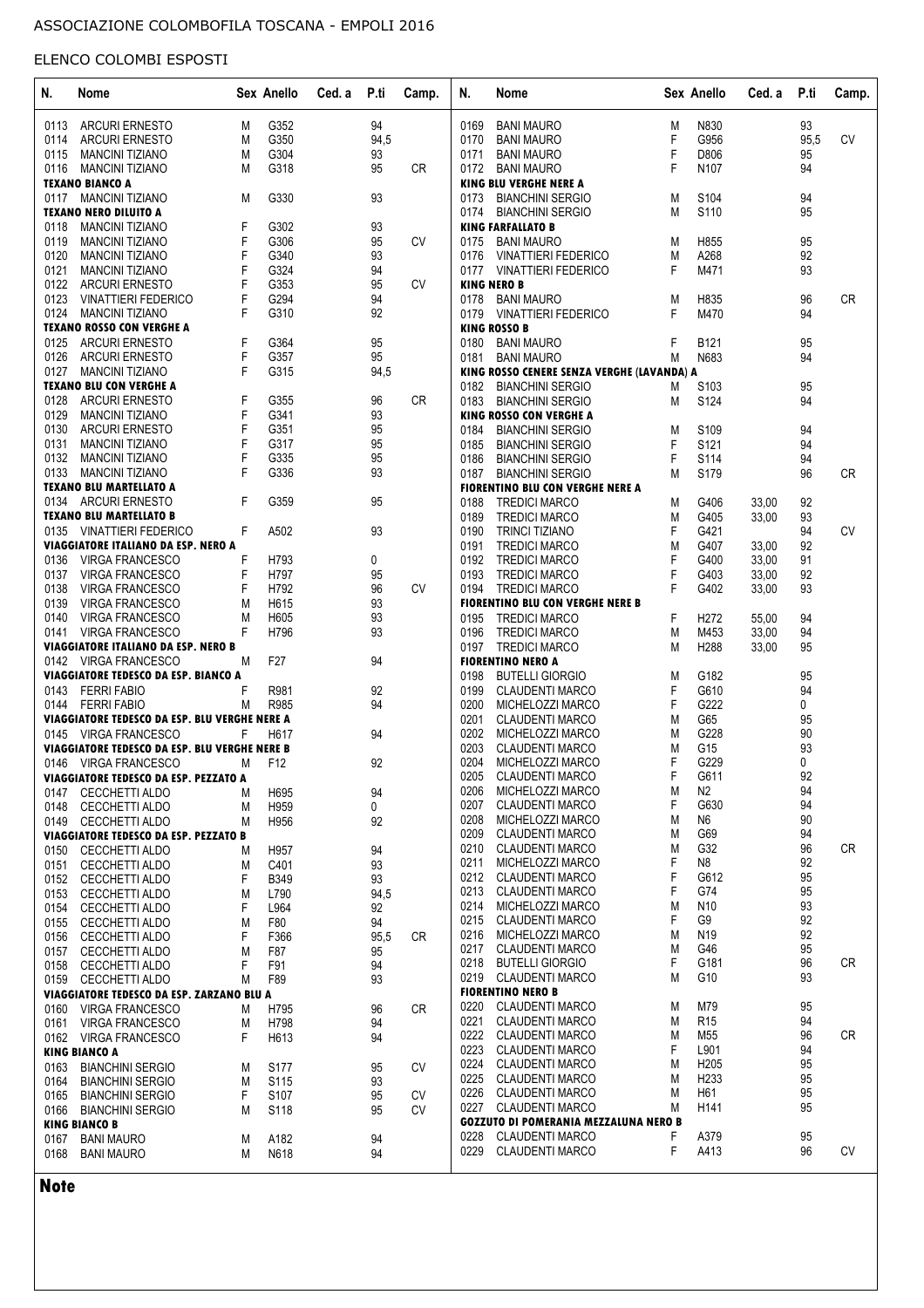ASSOCIAZIONE COLOMBOFILA TOSCANA - EMPOLI 2016

ELENCO COLOMBI ESPOSTI

| N. | Nome | Sex | Anello | Ced. a | P.ti | Camp. |
|---|---|---|---|---|---|---|
| 0113 | ARCURI ERNESTO | M | G352 | | 94 | |
| 0114 | ARCURI ERNESTO | M | G350 | | 94,5 | |
| 0115 | MANCINI TIZIANO | M | G304 | | 93 | |
| 0116 | MANCINI TIZIANO | M | G318 | | 95 | CR |
| **TEXANO BIANCO A** | | | | | | |
| 0117 | MANCINI TIZIANO | M | G330 | | 93 | |
| **TEXANO NERO DILUITO A** | | | | | | |
| 0118 | MANCINI TIZIANO | F | G302 | | 93 | |
| 0119 | MANCINI TIZIANO | F | G306 | | 95 | CV |
| 0120 | MANCINI TIZIANO | F | G340 | | 93 | |
| 0121 | MANCINI TIZIANO | F | G324 | | 94 | |
| 0122 | ARCURI ERNESTO | F | G353 | | 95 | CV |
| 0123 | VINATTIERI FEDERICO | F | G294 | | 94 | |
| 0124 | MANCINI TIZIANO | F | G310 | | 92 | |
| **TEXANO ROSSO CON VERGHE A** | | | | | | |
| 0125 | ARCURI ERNESTO | F | G364 | | 95 | |
| 0126 | ARCURI ERNESTO | F | G357 | | 95 | |
| 0127 | MANCINI TIZIANO | F | G315 | | 94,5 | |
| **TEXANO BLU CON VERGHE A** | | | | | | |
| 0128 | ARCURI ERNESTO | F | G355 | | 96 | CR |
| 0129 | MANCINI TIZIANO | F | G341 | | 93 | |
| 0130 | ARCURI ERNESTO | F | G351 | | 95 | |
| 0131 | MANCINI TIZIANO | F | G317 | | 95 | |
| 0132 | MANCINI TIZIANO | F | G335 | | 95 | |
| 0133 | MANCINI TIZIANO | F | G336 | | 93 | |
| **TEXANO BLU MARTELLATO A** | | | | | | |
| 0134 | ARCURI ERNESTO | F | G359 | | 95 | |
| **TEXANO BLU MARTELLATO B** | | | | | | |
| 0135 | VINATTIERI FEDERICO | F | A502 | | 93 | |
| **VIAGGIATORE ITALIANO DA ESP. NERO A** | | | | | | |
| 0136 | VIRGA FRANCESCO | F | H793 | | 0 | |
| 0137 | VIRGA FRANCESCO | F | H797 | | 95 | |
| 0138 | VIRGA FRANCESCO | F | H792 | | 96 | CV |
| 0139 | VIRGA FRANCESCO | M | H615 | | 93 | |
| 0140 | VIRGA FRANCESCO | M | H605 | | 93 | |
| 0141 | VIRGA FRANCESCO | F | H796 | | 93 | |
| **VIAGGIATORE ITALIANO DA ESP. NERO B** | | | | | | |
| 0142 | VIRGA FRANCESCO | M | F27 | | 94 | |
| **VIAGGIATORE TEDESCO DA ESP. BIANCO A** | | | | | | |
| 0143 | FERRI FABIO | F | R981 | | 92 | |
| 0144 | FERRI FABIO | M | R985 | | 94 | |
| **VIAGGIATORE TEDESCO DA ESP. BLU VERGHE NERE A** | | | | | | |
| 0145 | VIRGA FRANCESCO | F | H617 | | 94 | |
| **VIAGGIATORE TEDESCO DA ESP. BLU VERGHE NERE B** | | | | | | |
| 0146 | VIRGA FRANCESCO | M | F12 | | 92 | |
| **VIAGGIATORE TEDESCO DA ESP. PEZZATO A** | | | | | | |
| 0147 | CECCHETTI ALDO | M | H695 | | 94 | |
| 0148 | CECCHETTI ALDO | M | H959 | | 0 | |
| 0149 | CECCHETTI ALDO | M | H956 | | 92 | |
| **VIAGGIATORE TEDESCO DA ESP. PEZZATO B** | | | | | | |
| 0150 | CECCHETTI ALDO | M | H957 | | 94 | |
| 0151 | CECCHETTI ALDO | M | C401 | | 93 | |
| 0152 | CECCHETTI ALDO | F | B349 | | 93 | |
| 0153 | CECCHETTI ALDO | M | L790 | | 94,5 | |
| 0154 | CECCHETTI ALDO | F | L964 | | 92 | |
| 0155 | CECCHETTI ALDO | M | F80 | | 94 | |
| 0156 | CECCHETTI ALDO | F | F366 | | 95,5 | CR |
| 0157 | CECCHETTI ALDO | M | F87 | | 95 | |
| 0158 | CECCHETTI ALDO | F | F91 | | 94 | |
| 0159 | CECCHETTI ALDO | M | F89 | | 93 | |
| **VIAGGIATORE TEDESCO DA ESP. ZARZANO BLU A** | | | | | | |
| 0160 | VIRGA FRANCESCO | M | H795 | | 96 | CR |
| 0161 | VIRGA FRANCESCO | M | H798 | | 94 | |
| 0162 | VIRGA FRANCESCO | F | H613 | | 94 | |
| **KING BIANCO A** | | | | | | |
| 0163 | BIANCHINI SERGIO | M | S177 | | 95 | CV |
| 0164 | BIANCHINI SERGIO | M | S115 | | 93 | |
| 0165 | BIANCHINI SERGIO | F | S107 | | 95 | CV |
| 0166 | BIANCHINI SERGIO | M | S118 | | 95 | CV |
| **KING BIANCO B** | | | | | | |
| 0167 | BANI MAURO | M | A182 | | 94 | |
| 0168 | BANI MAURO | M | N618 | | 94 | |
| 0169 | BANI MAURO | M | N830 | | 93 | |
| 0170 | BANI MAURO | F | G956 | | 95,5 | CV |
| 0171 | BANI MAURO | F | D806 | | 95 | |
| 0172 | BANI MAURO | F | N107 | | 94 | |
| **KING BLU VERGHE NERE A** | | | | | | |
| 0173 | BIANCHINI SERGIO | M | S104 | | 94 | |
| 0174 | BIANCHINI SERGIO | M | S110 | | 95 | |
| **KING FARFALLATO B** | | | | | | |
| 0175 | BANI MAURO | M | H855 | | 95 | |
| 0176 | VINATTIERI FEDERICO | M | A268 | | 92 | |
| 0177 | VINATTIERI FEDERICO | F | M471 | | 93 | |
| **KING NERO B** | | | | | | |
| 0178 | BANI MAURO | M | H835 | | 96 | CR |
| 0179 | VINATTIERI FEDERICO | F | M470 | | 94 | |
| **KING ROSSO B** | | | | | | |
| 0180 | BANI MAURO | F | B121 | | 95 | |
| 0181 | BANI MAURO | M | N683 | | 94 | |
| **KING ROSSO CENERE SENZA VERGHE (LAVANDA) A** | | | | | | |
| 0182 | BIANCHINI SERGIO | M | S103 | | 95 | |
| 0183 | BIANCHINI SERGIO | M | S124 | | 94 | |
| **KING ROSSO CON VERGHE A** | | | | | | |
| 0184 | BIANCHINI SERGIO | M | S109 | | 94 | |
| 0185 | BIANCHINI SERGIO | F | S121 | | 94 | |
| 0186 | BIANCHINI SERGIO | F | S114 | | 94 | |
| 0187 | BIANCHINI SERGIO | M | S179 | | 96 | CR |
| **FIORENTINO BLU CON VERGHE NERE A** | | | | | | |
| 0188 | TREDICI MARCO | M | G406 | 33,00 | 92 | |
| 0189 | TREDICI MARCO | M | G405 | 33,00 | 93 | |
| 0190 | TRINCI TIZIANO | F | G421 | | 94 | CV |
| 0191 | TREDICI MARCO | M | G407 | 33,00 | 92 | |
| 0192 | TREDICI MARCO | F | G400 | 33,00 | 91 | |
| 0193 | TREDICI MARCO | F | G403 | 33,00 | 92 | |
| 0194 | TREDICI MARCO | F | G402 | 33,00 | 93 | |
| **FIORENTINO BLU CON VERGHE NERE B** | | | | | | |
| 0195 | TREDICI MARCO | F | H272 | 55,00 | 94 | |
| 0196 | TREDICI MARCO | M | M453 | 33,00 | 94 | |
| 0197 | TREDICI MARCO | M | H288 | 33,00 | 95 | |
| **FIORENTINO NERO A** | | | | | | |
| 0198 | BUTELLI GIORGIO | M | G182 | | 95 | |
| 0199 | CLAUDENTI MARCO | F | G610 | | 94 | |
| 0200 | MICHELOZZI MARCO | F | G222 | | 0 | |
| 0201 | CLAUDENTI MARCO | M | G65 | | 95 | |
| 0202 | MICHELOZZI MARCO | M | G228 | | 90 | |
| 0203 | CLAUDENTI MARCO | M | G15 | | 93 | |
| 0204 | MICHELOZZI MARCO | F | G229 | | 0 | |
| 0205 | CLAUDENTI MARCO | F | G611 | | 92 | |
| 0206 | MICHELOZZI MARCO | M | N2 | | 94 | |
| 0207 | CLAUDENTI MARCO | F | G630 | | 94 | |
| 0208 | MICHELOZZI MARCO | M | N6 | | 90 | |
| 0209 | CLAUDENTI MARCO | M | G69 | | 94 | |
| 0210 | CLAUDENTI MARCO | M | G32 | | 96 | CR |
| 0211 | MICHELOZZI MARCO | F | N8 | | 92 | |
| 0212 | CLAUDENTI MARCO | F | G612 | | 95 | |
| 0213 | CLAUDENTI MARCO | F | G74 | | 95 | |
| 0214 | MICHELOZZI MARCO | M | N10 | | 93 | |
| 0215 | CLAUDENTI MARCO | F | G9 | | 92 | |
| 0216 | MICHELOZZI MARCO | M | N19 | | 92 | |
| 0217 | CLAUDENTI MARCO | M | G46 | | 95 | |
| 0218 | BUTELLI GIORGIO | F | G181 | | 96 | CR |
| 0219 | CLAUDENTI MARCO | M | G10 | | 93 | |
| **FIORENTINO NERO B** | | | | | | |
| 0220 | CLAUDENTI MARCO | M | M79 | | 95 | |
| 0221 | CLAUDENTI MARCO | M | R15 | | 94 | |
| 0222 | CLAUDENTI MARCO | M | M55 | | 96 | CR |
| 0223 | CLAUDENTI MARCO | F | L901 | | 94 | |
| 0224 | CLAUDENTI MARCO | M | H205 | | 95 | |
| 0225 | CLAUDENTI MARCO | M | H233 | | 95 | |
| 0226 | CLAUDENTI MARCO | M | H61 | | 95 | |
| 0227 | CLAUDENTI MARCO | M | H141 | | 95 | |
| **GOZZUTO DI POMERANIA MEZZALUNA NERO B** | | | | | | |
| 0228 | CLAUDENTI MARCO | F | A379 | | 95 | |
| 0229 | CLAUDENTI MARCO | F | A413 | | 96 | CV |

**Note**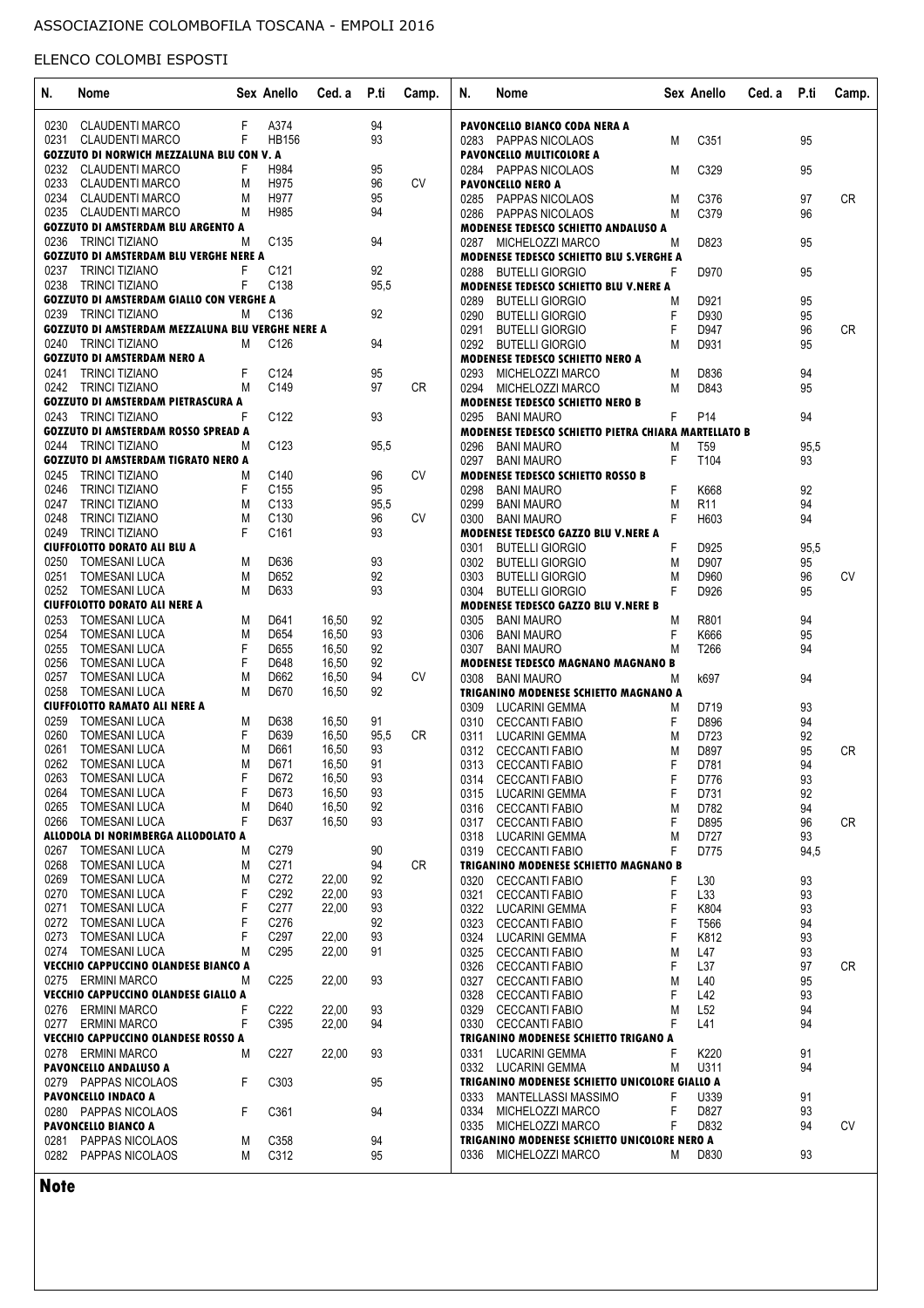ASSOCIAZIONE COLOMBOFILA TOSCANA - EMPOLI 2016

ELENCO COLOMBI ESPOSTI

| N. | Nome | Sex | Anello | Ced. a | P.ti | Camp. |
|---|---|---|---|---|---|---|
| 0230 | CLAUDENTI MARCO | F | A374 | | 94 | |
| 0231 | CLAUDENTI MARCO | F | HB156 | | 93 | |
| | **GOZZUTO DI NORWICH MEZZALUNA BLU CON V. A** | | | | | |
| 0232 | CLAUDENTI MARCO | F | H984 | | 95 | |
| 0233 | CLAUDENTI MARCO | M | H975 | | 96 | CV |
| 0234 | CLAUDENTI MARCO | M | H977 | | 95 | |
| 0235 | CLAUDENTI MARCO | M | H985 | | 94 | |
| | **GOZZUTO DI AMSTERDAM BLU ARGENTO A** | | | | | |
| 0236 | TRINCI TIZIANO | M | C135 | | 94 | |
| | **GOZZUTO DI AMSTERDAM BLU VERGHE NERE A** | | | | | |
| 0237 | TRINCI TIZIANO | F | C121 | | 92 | |
| 0238 | TRINCI TIZIANO | F | C138 | | 95,5 | |
| | **GOZZUTO DI AMSTERDAM GIALLO CON VERGHE A** | | | | | |
| 0239 | TRINCI TIZIANO | M | C136 | | 92 | |
| | **GOZZUTO DI AMSTERDAM MEZZALUNA BLU VERGHE NERE A** | | | | | |
| 0240 | TRINCI TIZIANO | M | C126 | | 94 | |
| | **GOZZUTO DI AMSTERDAM NERO A** | | | | | |
| 0241 | TRINCI TIZIANO | F | C124 | | 95 | |
| 0242 | TRINCI TIZIANO | M | C149 | | 97 | CR |
| | **GOZZUTO DI AMSTERDAM PIETRASCURA A** | | | | | |
| 0243 | TRINCI TIZIANO | F | C122 | | 93 | |
| | **GOZZUTO DI AMSTERDAM ROSSO SPREAD A** | | | | | |
| 0244 | TRINCI TIZIANO | M | C123 | | 95,5 | |
| | **GOZZUTO DI AMSTERDAM TIGRATO NERO A** | | | | | |
| 0245 | TRINCI TIZIANO | M | C140 | | 96 | CV |
| 0246 | TRINCI TIZIANO | F | C155 | | 95 | |
| 0247 | TRINCI TIZIANO | M | C133 | | 95,5 | |
| 0248 | TRINCI TIZIANO | M | C130 | | 96 | CV |
| 0249 | TRINCI TIZIANO | F | C161 | | 93 | |
| | **CIUFFOLOTTO DORATO ALI BLU A** | | | | | |
| 0250 | TOMESANI LUCA | M | D636 | | 93 | |
| 0251 | TOMESANI LUCA | M | D652 | | 92 | |
| 0252 | TOMESANI LUCA | M | D633 | | 93 | |
| | **CIUFFOLOTTO DORATO ALI NERE A** | | | | | |
| 0253 | TOMESANI LUCA | M | D641 | 16,50 | 92 | |
| 0254 | TOMESANI LUCA | M | D654 | 16,50 | 93 | |
| 0255 | TOMESANI LUCA | F | D655 | 16,50 | 92 | |
| 0256 | TOMESANI LUCA | F | D648 | 16,50 | 92 | |
| 0257 | TOMESANI LUCA | M | D662 | 16,50 | 94 | CV |
| 0258 | TOMESANI LUCA | M | D670 | 16,50 | 92 | |
| | **CIUFFOLOTTO RAMATO ALI NERE A** | | | | | |
| 0259 | TOMESANI LUCA | M | D638 | 16,50 | 91 | |
| 0260 | TOMESANI LUCA | F | D639 | 16,50 | 95,5 | CR |
| 0261 | TOMESANI LUCA | M | D661 | 16,50 | 93 | |
| 0262 | TOMESANI LUCA | M | D671 | 16,50 | 91 | |
| 0263 | TOMESANI LUCA | F | D672 | 16,50 | 93 | |
| 0264 | TOMESANI LUCA | F | D673 | 16,50 | 93 | |
| 0265 | TOMESANI LUCA | M | D640 | 16,50 | 92 | |
| 0266 | TOMESANI LUCA | F | D637 | 16,50 | 93 | |
| | **ALLODOLA DI NORIMBERGA ALLODOLATO A** | | | | | |
| 0267 | TOMESANI LUCA | M | C279 | | 90 | |
| 0268 | TOMESANI LUCA | M | C271 | | 94 | CR |
| 0269 | TOMESANI LUCA | M | C272 | 22,00 | 92 | |
| 0270 | TOMESANI LUCA | F | C292 | 22,00 | 93 | |
| 0271 | TOMESANI LUCA | F | C277 | 22,00 | 93 | |
| 0272 | TOMESANI LUCA | F | C276 | | 92 | |
| 0273 | TOMESANI LUCA | F | C297 | 22,00 | 93 | |
| 0274 | TOMESANI LUCA | M | C295 | 22,00 | 91 | |
| | **VECCHIO CAPPUCCINO OLANDESE BIANCO A** | | | | | |
| 0275 | ERMINI MARCO | M | C225 | 22,00 | 93 | |
| | **VECCHIO CAPPUCCINO OLANDESE GIALLO A** | | | | | |
| 0276 | ERMINI MARCO | F | C222 | 22,00 | 93 | |
| 0277 | ERMINI MARCO | F | C395 | 22,00 | 94 | |
| | **VECCHIO CAPPUCCINO OLANDESE ROSSO A** | | | | | |
| 0278 | ERMINI MARCO | M | C227 | 22,00 | 93 | |
| | **PAVONCELLO ANDALUSO A** | | | | | |
| 0279 | PAPPAS NICOLAOS | F | C303 | | 95 | |
| | **PAVONCELLO INDACO A** | | | | | |
| 0280 | PAPPAS NICOLAOS | F | C361 | | 94 | |
| | **PAVONCELLO BIANCO A** | | | | | |
| 0281 | PAPPAS NICOLAOS | M | C358 | | 94 | |
| 0282 | PAPPAS NICOLAOS | M | C312 | | 95 | |
| | **PAVONCELLO BIANCO CODA NERA A** | | | | | |
| 0283 | PAPPAS NICOLAOS | M | C351 | | 95 | |
| | **PAVONCELLO MULTICOLORE A** | | | | | |
| 0284 | PAPPAS NICOLAOS | M | C329 | | 95 | |
| | **PAVONCELLO NERO A** | | | | | |
| 0285 | PAPPAS NICOLAOS | M | C376 | | 97 | CR |
| 0286 | PAPPAS NICOLAOS | M | C379 | | 96 | |
| | **MODENESE TEDESCO SCHIETTO ANDALUSO A** | | | | | |
| 0287 | MICHELOZZI MARCO | M | D823 | | 95 | |
| | **MODENESE TEDESCO SCHIETTO BLU S.VERGHE A** | | | | | |
| 0288 | BUTELLI GIORGIO | F | D970 | | 95 | |
| | **MODENESE TEDESCO SCHIETTO BLU V.NERE A** | | | | | |
| 0289 | BUTELLI GIORGIO | M | D921 | | 95 | |
| 0290 | BUTELLI GIORGIO | F | D930 | | 95 | |
| 0291 | BUTELLI GIORGIO | F | D947 | | 96 | CR |
| 0292 | BUTELLI GIORGIO | M | D931 | | 95 | |
| | **MODENESE TEDESCO SCHIETTO NERO A** | | | | | |
| 0293 | MICHELOZZI MARCO | M | D836 | | 94 | |
| 0294 | MICHELOZZI MARCO | M | D843 | | 95 | |
| | **MODENESE TEDESCO SCHIETTO NERO B** | | | | | |
| 0295 | BANI MAURO | F | P14 | | 94 | |
| | **MODENESE TEDESCO SCHIETTO PIETRA CHIARA MARTELLATO B** | | | | | |
| 0296 | BANI MAURO | M | T59 | | 95,5 | |
| 0297 | BANI MAURO | F | T104 | | 93 | |
| | **MODENESE TEDESCO SCHIETTO ROSSO B** | | | | | |
| 0298 | BANI MAURO | F | K668 | | 92 | |
| 0299 | BANI MAURO | M | R11 | | 94 | |
| 0300 | BANI MAURO | F | H603 | | 94 | |
| | **MODENESE TEDESCO GAZZO BLU V.NERE A** | | | | | |
| 0301 | BUTELLI GIORGIO | F | D925 | | 95,5 | |
| 0302 | BUTELLI GIORGIO | M | D907 | | 95 | |
| 0303 | BUTELLI GIORGIO | M | D960 | | 96 | CV |
| 0304 | BUTELLI GIORGIO | F | D926 | | 95 | |
| | **MODENESE TEDESCO GAZZO BLU V.NERE B** | | | | | |
| 0305 | BANI MAURO | M | R801 | | 94 | |
| 0306 | BANI MAURO | F | K666 | | 95 | |
| 0307 | BANI MAURO | M | T266 | | 94 | |
| | **MODENESE TEDESCO MAGNANO MAGNANO B** | | | | | |
| 0308 | BANI MAURO | M | k697 | | 94 | |
| | **TRIGANINO MODENESE SCHIETTO MAGNANO A** | | | | | |
| 0309 | LUCARINI GEMMA | M | D719 | | 93 | |
| 0310 | CECCANTI FABIO | F | D896 | | 94 | |
| 0311 | LUCARINI GEMMA | M | D723 | | 92 | |
| 0312 | CECCANTI FABIO | M | D897 | | 95 | CR |
| 0313 | CECCANTI FABIO | F | D781 | | 94 | |
| 0314 | CECCANTI FABIO | F | D776 | | 93 | |
| 0315 | LUCARINI GEMMA | F | D731 | | 92 | |
| 0316 | CECCANTI FABIO | M | D782 | | 94 | |
| 0317 | CECCANTI FABIO | F | D895 | | 96 | CR |
| 0318 | LUCARINI GEMMA | M | D727 | | 93 | |
| 0319 | CECCANTI FABIO | F | D775 | | 94,5 | |
| | **TRIGANINO MODENESE SCHIETTO MAGNANO B** | | | | | |
| 0320 | CECCANTI FABIO | F | L30 | | 93 | |
| 0321 | CECCANTI FABIO | F | L33 | | 93 | |
| 0322 | LUCARINI GEMMA | F | K804 | | 93 | |
| 0323 | CECCANTI FABIO | F | T566 | | 94 | |
| 0324 | LUCARINI GEMMA | F | K812 | | 93 | |
| 0325 | CECCANTI FABIO | M | L47 | | 93 | |
| 0326 | CECCANTI FABIO | F | L37 | | 97 | CR |
| 0327 | CECCANTI FABIO | M | L40 | | 95 | |
| 0328 | CECCANTI FABIO | F | L42 | | 93 | |
| 0329 | CECCANTI FABIO | M | L52 | | 94 | |
| 0330 | CECCANTI FABIO | F | L41 | | 94 | |
| | **TRIGANINO MODENESE SCHIETTO TRIGANO A** | | | | | |
| 0331 | LUCARINI GEMMA | F | K220 | | 91 | |
| 0332 | LUCARINI GEMMA | M | U311 | | 94 | |
| | **TRIGANINO MODENESE SCHIETTO UNICOLORE GIALLO A** | | | | | |
| 0333 | MANTELLASSI MASSIMO | F | U339 | | 91 | |
| 0334 | MICHELOZZI MARCO | F | D827 | | 93 | |
| 0335 | MICHELOZZI MARCO | F | D832 | | 94 | CV |
| | **TRIGANINO MODENESE SCHIETTO UNICOLORE NERO A** | | | | | |
| 0336 | MICHELOZZI MARCO | M | D830 | | 93 | |

**Note**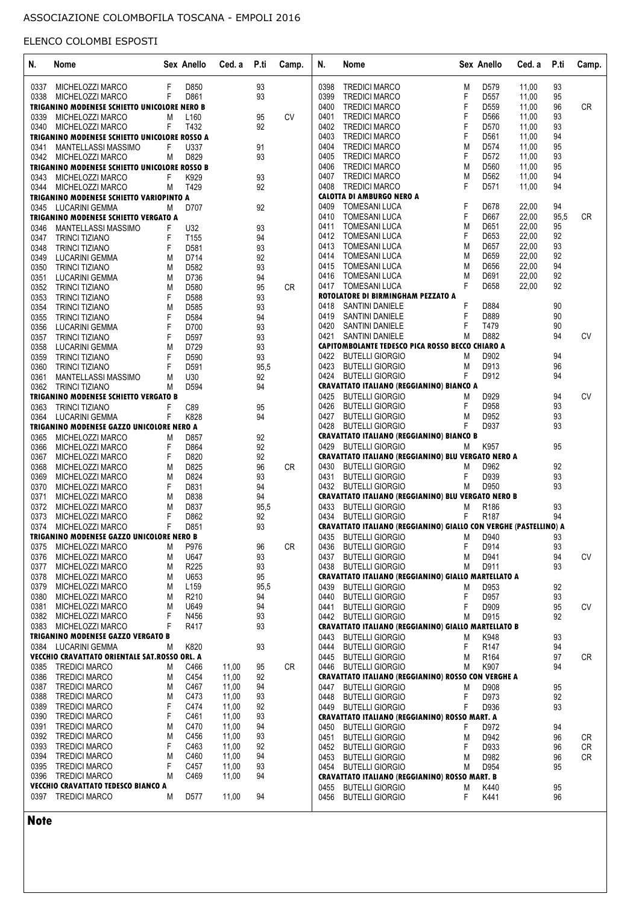ASSOCIAZIONE COLOMBOFILA TOSCANA - EMPOLI 2016

ELENCO COLOMBI ESPOSTI

| N. | Nome | Sex | Anello | Ced. a | P.ti | Camp. |
|---|---|---|---|---|---|---|
| 0337 | MICHELOZZI MARCO | F | D850 | | 93 | |
| 0338 | MICHELOZZI MARCO | F | D861 | | 93 | |
| **TRIGANINO MODENESE SCHIETTO UNICOLORE NERO B** | | | | | | |
| 0339 | MICHELOZZI MARCO | M | L160 | | 95 | CV |
| 0340 | MICHELOZZI MARCO | F | T432 | | 92 | |
| **TRIGANINO MODENESE SCHIETTO UNICOLORE ROSSO A** | | | | | | |
| 0341 | MANTELLASSI MASSIMO | F | U337 | | 91 | |
| 0342 | MICHELOZZI MARCO | M | D829 | | 93 | |
| **TRIGANINO MODENESE SCHIETTO UNICOLORE ROSSO B** | | | | | | |
| 0343 | MICHELOZZI MARCO | F | K929 | | 93 | |
| 0344 | MICHELOZZI MARCO | M | T429 | | 92 | |
| **TRIGANINO MODENESE SCHIETTO VARIOPINTO A** | | | | | | |
| 0345 | LUCARINI GEMMA | M | D707 | | 92 | |
| **TRIGANINO MODENESE SCHIETTO VERGATO A** | | | | | | |
| 0346 | MANTELLASSI MASSIMO | F | U32 | | 93 | |
| 0347 | TRINCI TIZIANO | F | T155 | | 94 | |
| 0348 | TRINCI TIZIANO | F | D581 | | 93 | |
| 0349 | LUCARINI GEMMA | M | D714 | | 92 | |
| 0350 | TRINCI TIZIANO | M | D582 | | 93 | |
| 0351 | LUCARINI GEMMA | M | D736 | | 94 | |
| 0352 | TRINCI TIZIANO | M | D580 | | 95 | CR |
| 0353 | TRINCI TIZIANO | F | D588 | | 93 | |
| 0354 | TRINCI TIZIANO | M | D585 | | 93 | |
| 0355 | TRINCI TIZIANO | F | D584 | | 94 | |
| 0356 | LUCARINI GEMMA | F | D700 | | 93 | |
| 0357 | TRINCI TIZIANO | F | D597 | | 93 | |
| 0358 | LUCARINI GEMMA | M | D729 | | 93 | |
| 0359 | TRINCI TIZIANO | F | D590 | | 93 | |
| 0360 | TRINCI TIZIANO | F | D591 | | 95,5 | |
| 0361 | MANTELLASSI MASSIMO | M | U30 | | 92 | |
| 0362 | TRINCI TIZIANO | M | D594 | | 94 | |
| **TRIGANINO MODENESE SCHIETTO VERGATO B** | | | | | | |
| 0363 | TRINCI TIZIANO | F | C89 | | 95 | |
| 0364 | LUCARINI GEMMA | F | K828 | | 94 | |
| **TRIGANINO MODENESE GAZZO UNICOLORE NERO A** | | | | | | |
| 0365 | MICHELOZZI MARCO | M | D857 | | 92 | |
| 0366 | MICHELOZZI MARCO | F | D864 | | 92 | |
| 0367 | MICHELOZZI MARCO | F | D820 | | 92 | |
| 0368 | MICHELOZZI MARCO | M | D825 | | 96 | CR |
| 0369 | MICHELOZZI MARCO | M | D824 | | 93 | |
| 0370 | MICHELOZZI MARCO | F | D831 | | 94 | |
| 0371 | MICHELOZZI MARCO | M | D838 | | 94 | |
| 0372 | MICHELOZZI MARCO | M | D837 | | 95,5 | |
| 0373 | MICHELOZZI MARCO | F | D862 | | 92 | |
| 0374 | MICHELOZZI MARCO | F | D851 | | 93 | |
| **TRIGANINO MODENESE GAZZO UNICOLORE NERO B** | | | | | | |
| 0375 | MICHELOZZI MARCO | M | P976 | | 96 | CR |
| 0376 | MICHELOZZI MARCO | M | U647 | | 93 | |
| 0377 | MICHELOZZI MARCO | M | R225 | | 93 | |
| 0378 | MICHELOZZI MARCO | M | U653 | | 95 | |
| 0379 | MICHELOZZI MARCO | M | L159 | | 95,5 | |
| 0380 | MICHELOZZI MARCO | M | R210 | | 94 | |
| 0381 | MICHELOZZI MARCO | M | U649 | | 94 | |
| 0382 | MICHELOZZI MARCO | F | N456 | | 93 | |
| 0383 | MICHELOZZI MARCO | F | R417 | | 93 | |
| **TRIGANINO MODENESE GAZZO VERGATO B** | | | | | | |
| 0384 | LUCARINI GEMMA | M | K820 | | 93 | |
| **VECCHIO CRAVATTATO ORIENTALE SAT.ROSSO ORL. A** | | | | | | |
| 0385 | TREDICI MARCO | M | C466 | 11,00 | 95 | CR |
| 0386 | TREDICI MARCO | M | C454 | 11,00 | 92 | |
| 0387 | TREDICI MARCO | M | C467 | 11,00 | 94 | |
| 0388 | TREDICI MARCO | M | C473 | 11,00 | 93 | |
| 0389 | TREDICI MARCO | F | C474 | 11,00 | 92 | |
| 0390 | TREDICI MARCO | F | C461 | 11,00 | 93 | |
| 0391 | TREDICI MARCO | M | C470 | 11,00 | 94 | |
| 0392 | TREDICI MARCO | M | C456 | 11,00 | 93 | |
| 0393 | TREDICI MARCO | F | C463 | 11,00 | 92 | |
| 0394 | TREDICI MARCO | M | C460 | 11,00 | 94 | |
| 0395 | TREDICI MARCO | F | C457 | 11,00 | 93 | |
| 0396 | TREDICI MARCO | M | C469 | 11,00 | 94 | |
| **VECCHIO CRAVATTATO TEDESCO BIANCO A** | | | | | | |
| 0397 | TREDICI MARCO | M | D577 | 11,00 | 94 | |
| 0398 | TREDICI MARCO | M | D579 | 11,00 | 93 | |
| 0399 | TREDICI MARCO | F | D557 | 11,00 | 95 | |
| 0400 | TREDICI MARCO | F | D559 | 11,00 | 96 | CR |
| 0401 | TREDICI MARCO | F | D566 | 11,00 | 93 | |
| 0402 | TREDICI MARCO | F | D570 | 11,00 | 93 | |
| 0403 | TREDICI MARCO | F | D561 | 11,00 | 94 | |
| 0404 | TREDICI MARCO | M | D574 | 11,00 | 95 | |
| 0405 | TREDICI MARCO | F | D572 | 11,00 | 93 | |
| 0406 | TREDICI MARCO | M | D560 | 11,00 | 95 | |
| 0407 | TREDICI MARCO | M | D562 | 11,00 | 94 | |
| 0408 | TREDICI MARCO | F | D571 | 11,00 | 94 | |
| **CALOTTA DI AMBURGO NERO A** | | | | | | |
| 0409 | TOMESANI LUCA | F | D678 | 22,00 | 94 | |
| 0410 | TOMESANI LUCA | F | D667 | 22,00 | 95,5 | CR |
| 0411 | TOMESANI LUCA | M | D651 | 22,00 | 95 | |
| 0412 | TOMESANI LUCA | F | D653 | 22,00 | 92 | |
| 0413 | TOMESANI LUCA | M | D657 | 22,00 | 93 | |
| 0414 | TOMESANI LUCA | M | D659 | 22,00 | 92 | |
| 0415 | TOMESANI LUCA | M | D656 | 22,00 | 94 | |
| 0416 | TOMESANI LUCA | M | D691 | 22,00 | 92 | |
| 0417 | TOMESANI LUCA | F | D658 | 22,00 | 92 | |
| **ROTOLATORE DI BIRMINGHAM PEZZATO A** | | | | | | |
| 0418 | SANTINI DANIELE | F | D884 | | 90 | |
| 0419 | SANTINI DANIELE | F | D889 | | 90 | |
| 0420 | SANTINI DANIELE | F | T479 | | 90 | |
| 0421 | SANTINI DANIELE | M | D882 | | 94 | CV |
| **CAPITOMBOLANTE TEDESCO PICA ROSSO BECCO CHIARO A** | | | | | | |
| 0422 | BUTELLI GIORGIO | M | D902 | | 94 | |
| 0423 | BUTELLI GIORGIO | M | D913 | | 96 | |
| 0424 | BUTELLI GIORGIO | F | D912 | | 94 | |
| **CRAVATTATO ITALIANO (REGGIANINO) BIANCO A** | | | | | | |
| 0425 | BUTELLI GIORGIO | M | D929 | | 94 | CV |
| 0426 | BUTELLI GIORGIO | F | D958 | | 93 | |
| 0427 | BUTELLI GIORGIO | M | D952 | | 93 | |
| 0428 | BUTELLI GIORGIO | F | D937 | | 93 | |
| **CRAVATTATO ITALIANO (REGGIANINO) BIANCO B** | | | | | | |
| 0429 | BUTELLI GIORGIO | M | K957 | | 95 | |
| **CRAVATTATO ITALIANO (REGGIANINO) BLU VERGATO NERO A** | | | | | | |
| 0430 | BUTELLI GIORGIO | M | D962 | | 92 | |
| 0431 | BUTELLI GIORGIO | F | D939 | | 93 | |
| 0432 | BUTELLI GIORGIO | M | D950 | | 93 | |
| **CRAVATTATO ITALIANO (REGGIANINO) BLU VERGATO NERO B** | | | | | | |
| 0433 | BUTELLI GIORGIO | M | R186 | | 93 | |
| 0434 | BUTELLI GIORGIO | F | R187 | | 94 | |
| **CRAVATTATO ITALIANO (REGGIANINO) GIALLO CON VERGHE (PASTELLINO) A** | | | | | | |
| 0435 | BUTELLI GIORGIO | M | D940 | | 93 | |
| 0436 | BUTELLI GIORGIO | F | D914 | | 93 | |
| 0437 | BUTELLI GIORGIO | M | D941 | | 94 | CV |
| 0438 | BUTELLI GIORGIO | M | D911 | | 93 | |
| **CRAVATTATO ITALIANO (REGGIANINO) GIALLO MARTELLATO A** | | | | | | |
| 0439 | BUTELLI GIORGIO | M | D953 | | 92 | |
| 0440 | BUTELLI GIORGIO | F | D957 | | 93 | |
| 0441 | BUTELLI GIORGIO | F | D909 | | 95 | CV |
| 0442 | BUTELLI GIORGIO | M | D915 | | 92 | |
| **CRAVATTATO ITALIANO (REGGIANINO) GIALLO MARTELLATO B** | | | | | | |
| 0443 | BUTELLI GIORGIO | M | K948 | | 93 | |
| 0444 | BUTELLI GIORGIO | F | R147 | | 94 | |
| 0445 | BUTELLI GIORGIO | M | R164 | | 97 | CR |
| 0446 | BUTELLI GIORGIO | M | K907 | | 94 | |
| **CRAVATTATO ITALIANO (REGGIANINO) ROSSO CON VERGHE A** | | | | | | |
| 0447 | BUTELLI GIORGIO | M | D908 | | 95 | |
| 0448 | BUTELLI GIORGIO | F | D973 | | 92 | |
| 0449 | BUTELLI GIORGIO | F | D936 | | 93 | |
| **CRAVATTATO ITALIANO (REGGIANINO) ROSSO MART. A** | | | | | | |
| 0450 | BUTELLI GIORGIO | F | D972 | | 94 | |
| 0451 | BUTELLI GIORGIO | M | D942 | | 96 | CR |
| 0452 | BUTELLI GIORGIO | F | D933 | | 96 | CR |
| 0453 | BUTELLI GIORGIO | M | D982 | | 96 | CR |
| 0454 | BUTELLI GIORGIO | M | D954 | | 95 | |
| **CRAVATTATO ITALIANO (REGGIANINO) ROSSO MART. B** | | | | | | |
| 0455 | BUTELLI GIORGIO | M | K440 | | 95 | |
| 0456 | BUTELLI GIORGIO | F | K441 | | 96 | |

**Note**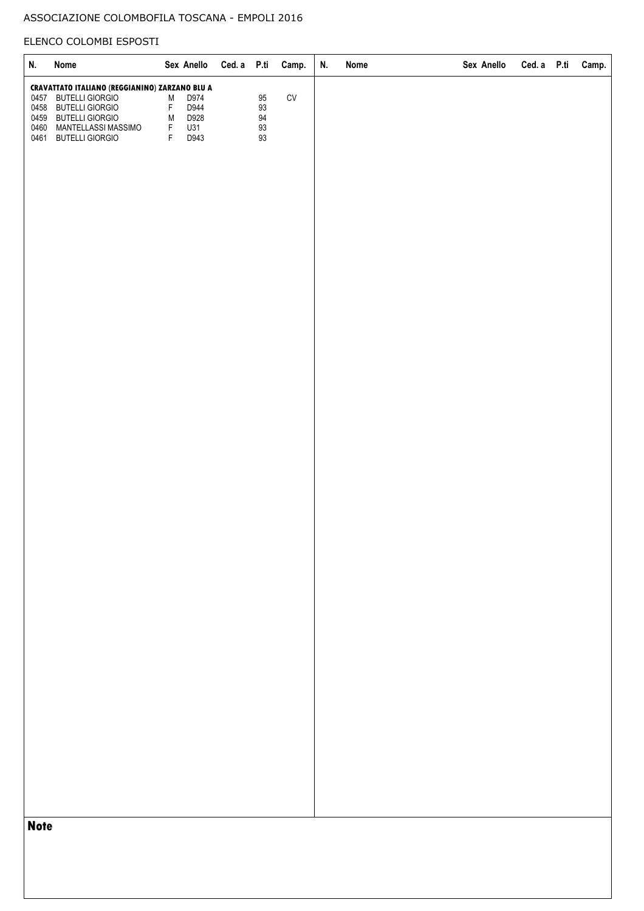ASSOCIAZIONE COLOMBOFILA TOSCANA - EMPOLI 2016

ELENCO COLOMBI ESPOSTI

| N. | Nome | Sex | Anello | Ced. a | P.ti | Camp. |
|---|---|---|---|---|---|---|
| **CRAVATTATO ITALIANO (REGGIANINO) ZARZANO BLU A** | | | | | | |
| 0457 | BUTELLI GIORGIO | M | D974 | | 95 | CV |
| 0458 | BUTELLI GIORGIO | F | D944 | | 93 | |
| 0459 | BUTELLI GIORGIO | M | D928 | | 94 | |
| 0460 | MANTELLASSI MASSIMO | F | U31 | | 93 | |
| 0461 | BUTELLI GIORGIO | F | D943 | | 93 | |

**Note**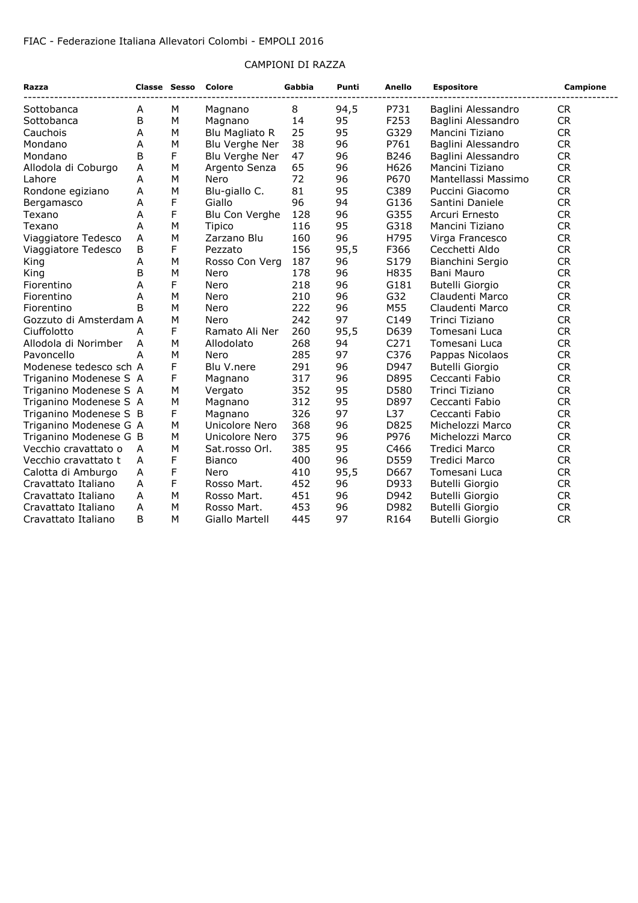FIAC - Federazione Italiana Allevatori Colombi - EMPOLI 2016

## CAMPIONI DI RAZZA

| Razza | Classe | Sesso | Colore | Gabbia | Punti | Anello | Espositore | Campione |
|---|---|---|---|---|---|---|---|---|
| Sottobanca | A | M | Magnano | 8 | 94,5 | P731 | Baglini Alessandro | CR |
| Sottobanca | B | M | Magnano | 14 | 95 | F253 | Baglini Alessandro | CR |
| Cauchois | A | M | Blu Magliato R | 25 | 95 | G329 | Mancini Tiziano | CR |
| Mondano | A | M | Blu Verghe Ner | 38 | 96 | P761 | Baglini Alessandro | CR |
| Mondano | B | F | Blu Verghe Ner | 47 | 96 | B246 | Baglini Alessandro | CR |
| Allodola di Coburgo | A | M | Argento Senza | 65 | 96 | H626 | Mancini Tiziano | CR |
| Lahore | A | M | Nero | 72 | 96 | P670 | Mantellassi Massimo | CR |
| Rondone egiziano | A | M | Blu-giallo C. | 81 | 95 | C389 | Puccini Giacomo | CR |
| Bergamasco | A | F | Giallo | 96 | 94 | G136 | Santini Daniele | CR |
| Texano | A | F | Blu Con Verghe | 128 | 96 | G355 | Arcuri Ernesto | CR |
| Texano | A | M | Tipico | 116 | 95 | G318 | Mancini Tiziano | CR |
| Viaggiatore Tedesco | A | M | Zarzano Blu | 160 | 96 | H795 | Virga Francesco | CR |
| Viaggiatore Tedesco | B | F | Pezzato | 156 | 95,5 | F366 | Cecchetti Aldo | CR |
| King | A | M | Rosso Con Verg | 187 | 96 | S179 | Bianchini Sergio | CR |
| King | B | M | Nero | 178 | 96 | H835 | Bani Mauro | CR |
| Fiorentino | A | F | Nero | 218 | 96 | G181 | Butelli Giorgio | CR |
| Fiorentino | A | M | Nero | 210 | 96 | G32 | Claudenti Marco | CR |
| Fiorentino | B | M | Nero | 222 | 96 | M55 | Claudenti Marco | CR |
| Gozzuto di Amsterdam | A | M | Nero | 242 | 97 | C149 | Trinci Tiziano | CR |
| Ciuffolotto | A | F | Ramato Ali Ner | 260 | 95,5 | D639 | Tomesani Luca | CR |
| Allodola di Norimber | A | M | Allodolato | 268 | 94 | C271 | Tomesani Luca | CR |
| Pavoncello | A | M | Nero | 285 | 97 | C376 | Pappas Nicolaos | CR |
| Modenese tedesco sch | A | F | Blu V.nere | 291 | 96 | D947 | Butelli Giorgio | CR |
| Triganino Modenese S | A | F | Magnano | 317 | 96 | D895 | Ceccanti Fabio | CR |
| Triganino Modenese S | A | M | Vergato | 352 | 95 | D580 | Trinci Tiziano | CR |
| Triganino Modenese S | A | M | Magnano | 312 | 95 | D897 | Ceccanti Fabio | CR |
| Triganino Modenese S | B | F | Magnano | 326 | 97 | L37 | Ceccanti Fabio | CR |
| Triganino Modenese G | A | M | Unicolore Nero | 368 | 96 | D825 | Michelozzi Marco | CR |
| Triganino Modenese G | B | M | Unicolore Nero | 375 | 96 | P976 | Michelozzi Marco | CR |
| Vecchio cravattato o | A | M | Sat.rosso Orl. | 385 | 95 | C466 | Tredici Marco | CR |
| Vecchio cravattato t | A | F | Bianco | 400 | 96 | D559 | Tredici Marco | CR |
| Calotta di Amburgo | A | F | Nero | 410 | 95,5 | D667 | Tomesani Luca | CR |
| Cravattato Italiano | A | F | Rosso Mart. | 452 | 96 | D933 | Butelli Giorgio | CR |
| Cravattato Italiano | A | M | Rosso Mart. | 451 | 96 | D942 | Butelli Giorgio | CR |
| Cravattato Italiano | A | M | Rosso Mart. | 453 | 96 | D982 | Butelli Giorgio | CR |
| Cravattato Italiano | B | M | Giallo Martell | 445 | 97 | R164 | Butelli Giorgio | CR |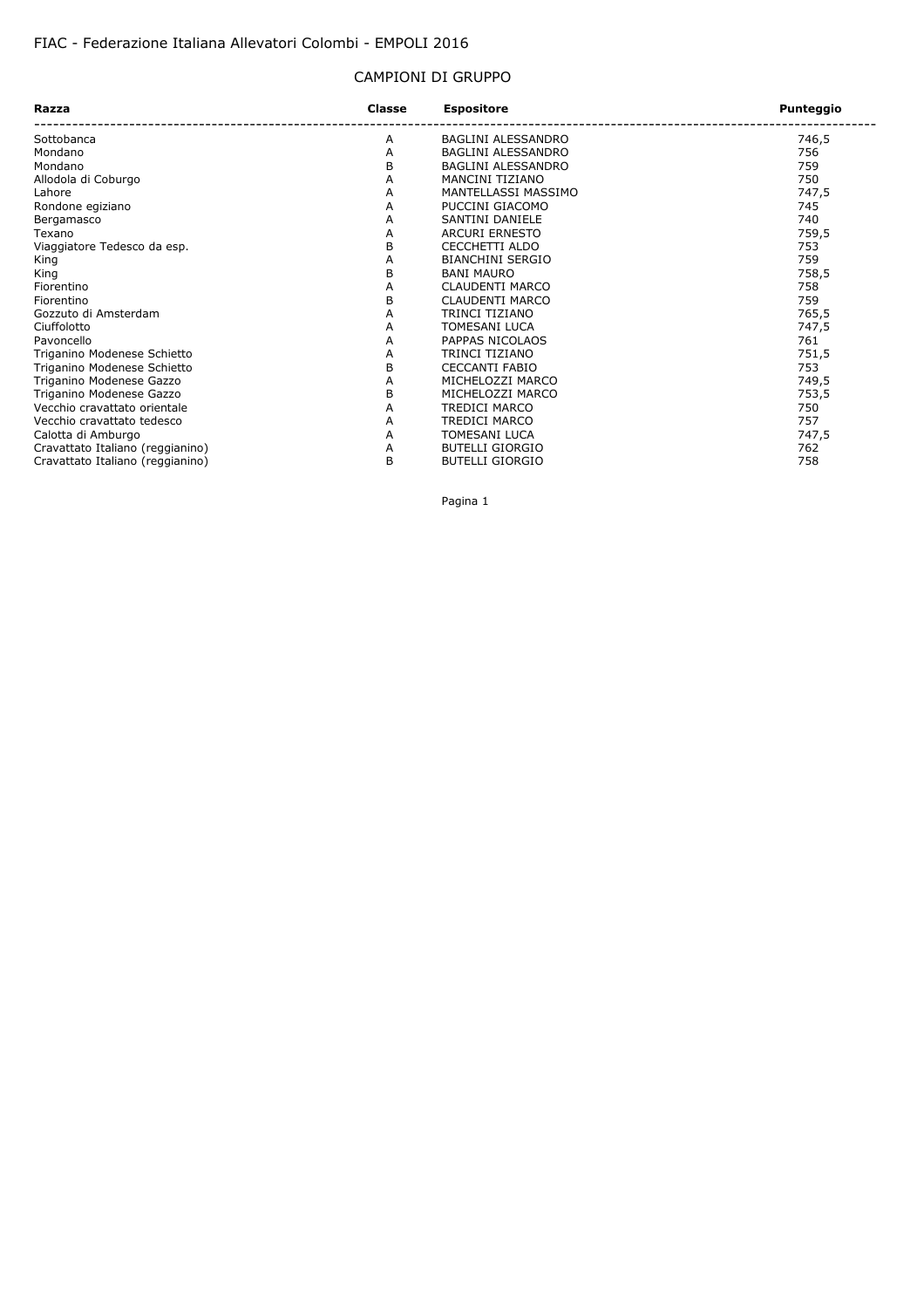FIAC - Federazione Italiana Allevatori Colombi - EMPOLI 2016

## CAMPIONI DI GRUPPO

| Razza | Classe | Espositore | Punteggio |
|---|---|---|---|
| Sottobanca | A | BAGLINI ALESSANDRO | 746,5 |
| Mondano | A | BAGLINI ALESSANDRO | 756 |
| Mondano | B | BAGLINI ALESSANDRO | 759 |
| Allodola di Coburgo | A | MANCINI TIZIANO | 750 |
| Lahore | A | MANTELLASSI MASSIMO | 747,5 |
| Rondone egiziano | A | PUCCINI GIACOMO | 745 |
| Bergamasco | A | SANTINI DANIELE | 740 |
| Texano | A | ARCURI ERNESTO | 759,5 |
| Viaggiatore Tedesco da esp. | B | CECCHETTI ALDO | 753 |
| King | A | BIANCHINI SERGIO | 759 |
| King | B | BANI MAURO | 758,5 |
| Fiorentino | A | CLAUDENTI MARCO | 758 |
| Fiorentino | B | CLAUDENTI MARCO | 759 |
| Gozzuto di Amsterdam | A | TRINCI TIZIANO | 765,5 |
| Ciuffolotto | A | TOMESANI LUCA | 747,5 |
| Pavoncello | A | PAPPAS NICOLAOS | 761 |
| Triganino Modenese Schietto | A | TRINCI TIZIANO | 751,5 |
| Triganino Modenese Schietto | B | CECCANTI FABIO | 753 |
| Triganino Modenese Gazzo | A | MICHELOZZI MARCO | 749,5 |
| Triganino Modenese Gazzo | B | MICHELOZZI MARCO | 753,5 |
| Vecchio cravattato orientale | A | TREDICI MARCO | 750 |
| Vecchio cravattato tedesco | A | TREDICI MARCO | 757 |
| Calotta di Amburgo | A | TOMESANI LUCA | 747,5 |
| Cravattato Italiano (reggianino) | A | BUTELLI GIORGIO | 762 |
| Cravattato Italiano (reggianino) | B | BUTELLI GIORGIO | 758 |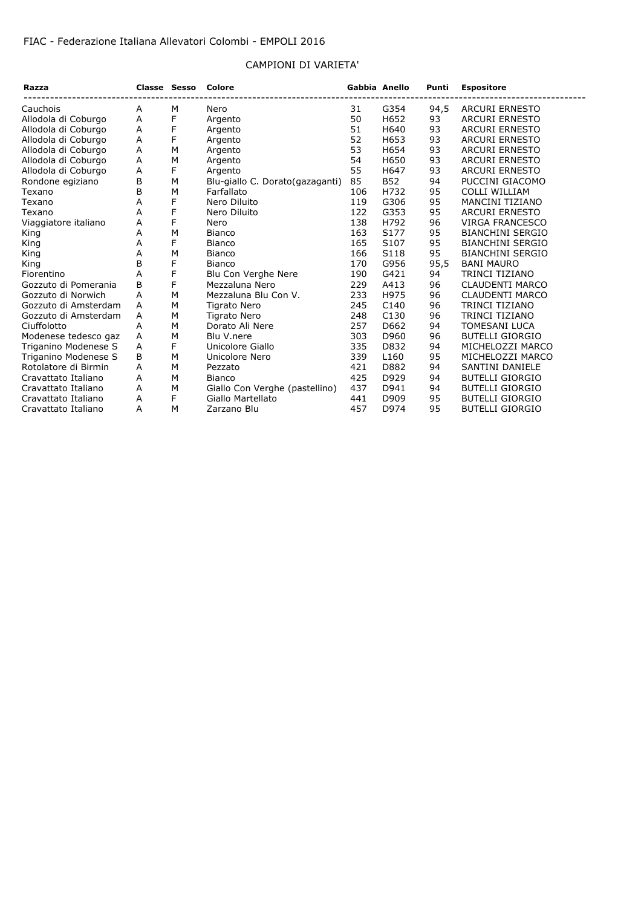FIAC - Federazione Italiana Allevatori Colombi - EMPOLI 2016

## CAMPIONI DI VARIETA'

| Razza | Classe | Sesso | Colore | Gabbia | Anello | Punti | Espositore |
|---|---|---|---|---|---|---|---|
| Cauchois | A | M | Nero | 31 | G354 | 94,5 | ARCURI ERNESTO |
| Allodola di Coburgo | A | F | Argento | 50 | H652 | 93 | ARCURI ERNESTO |
| Allodola di Coburgo | A | F | Argento | 51 | H640 | 93 | ARCURI ERNESTO |
| Allodola di Coburgo | A | F | Argento | 52 | H653 | 93 | ARCURI ERNESTO |
| Allodola di Coburgo | A | M | Argento | 53 | H654 | 93 | ARCURI ERNESTO |
| Allodola di Coburgo | A | M | Argento | 54 | H650 | 93 | ARCURI ERNESTO |
| Allodola di Coburgo | A | F | Argento | 55 | H647 | 93 | ARCURI ERNESTO |
| Rondone egiziano | B | M | Blu-giallo C. Dorato(gazaganti) | 85 | B52 | 94 | PUCCINI GIACOMO |
| Texano | B | M | Farfallato | 106 | H732 | 95 | COLLI WILLIAM |
| Texano | A | F | Nero Diluito | 119 | G306 | 95 | MANCINI TIZIANO |
| Texano | A | F | Nero Diluito | 122 | G353 | 95 | ARCURI ERNESTO |
| Viaggiatore italiano | A | F | Nero | 138 | H792 | 96 | VIRGA FRANCESCO |
| King | A | M | Bianco | 163 | S177 | 95 | BIANCHINI SERGIO |
| King | A | F | Bianco | 165 | S107 | 95 | BIANCHINI SERGIO |
| King | A | M | Bianco | 166 | S118 | 95 | BIANCHINI SERGIO |
| King | B | F | Bianco | 170 | G956 | 95,5 | BANI MAURO |
| Fiorentino | A | F | Blu Con Verghe Nere | 190 | G421 | 94 | TRINCI TIZIANO |
| Gozzuto di Pomerania | B | F | Mezzaluna Nero | 229 | A413 | 96 | CLAUDENTI MARCO |
| Gozzuto di Norwich | A | M | Mezzaluna Blu Con V. | 233 | H975 | 96 | CLAUDENTI MARCO |
| Gozzuto di Amsterdam | A | M | Tigrato Nero | 245 | C140 | 96 | TRINCI TIZIANO |
| Gozzuto di Amsterdam | A | M | Tigrato Nero | 248 | C130 | 96 | TRINCI TIZIANO |
| Ciuffolotto | A | M | Dorato Ali Nere | 257 | D662 | 94 | TOMESANI LUCA |
| Modenese tedesco gaz | A | M | Blu V.nere | 303 | D960 | 96 | BUTELLI GIORGIO |
| Triganino Modenese S | A | F | Unicolore Giallo | 335 | D832 | 94 | MICHELOZZI MARCO |
| Triganino Modenese S | B | M | Unicolore Nero | 339 | L160 | 95 | MICHELOZZI MARCO |
| Rotolatore di Birmin | A | M | Pezzato | 421 | D882 | 94 | SANTINI DANIELE |
| Cravattato Italiano | A | M | Bianco | 425 | D929 | 94 | BUTELLI GIORGIO |
| Cravattato Italiano | A | M | Giallo Con Verghe (pastellino) | 437 | D941 | 94 | BUTELLI GIORGIO |
| Cravattato Italiano | A | F | Giallo Martellato | 441 | D909 | 95 | BUTELLI GIORGIO |
| Cravattato Italiano | A | M | Zarzano Blu | 457 | D974 | 95 | BUTELLI GIORGIO |